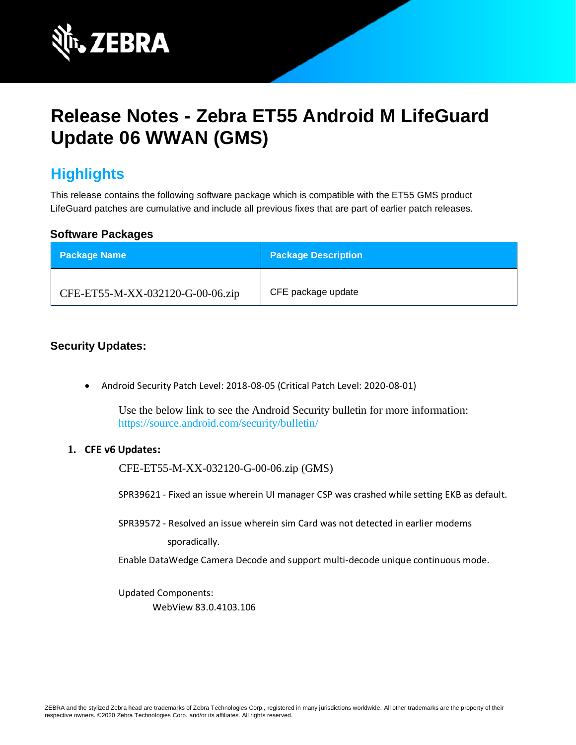# Release Notes - Zebra ET55 Android M LifeGuard Update 06 WWAN (GMS)

## Highlights

This release contains the following software package which is compatible with the ET55 GMS product LifeGuard patches are cumulative and include all previous fixes that are part of earlier patch releases.

### Software Packages

| Package Name | Package Description |
|---|---|
| CFE-ET55-M-XX-032120-G-00-06.zip | CFE package update |

### Security Updates:

- Android Security Patch Level: 2018-08-05 (Critical Patch Level: 2020-08-01)

  Use the below link to see the Android Security bulletin for more information: https://source.android.com/security/bulletin/

1. **CFE v6 Updates:**

   CFE-ET55-M-XX-032120-G-00-06.zip (GMS)

   SPR39621 - Fixed an issue wherein UI manager CSP was crashed while setting EKB as default.

   SPR39572 - Resolved an issue wherein sim Card was not detected in earlier modems sporadically.

   Enable DataWedge Camera Decode and support multi-decode unique continuous mode.

   Updated Components:
   
   WebView 83.0.4103.106

ZEBRA and the stylized Zebra head are trademarks of Zebra Technologies Corp., registered in many jurisdictions worldwide. All other trademarks are the property of their respective owners. ©2020 Zebra Technologies Corp. and/or its affiliates. All rights reserved.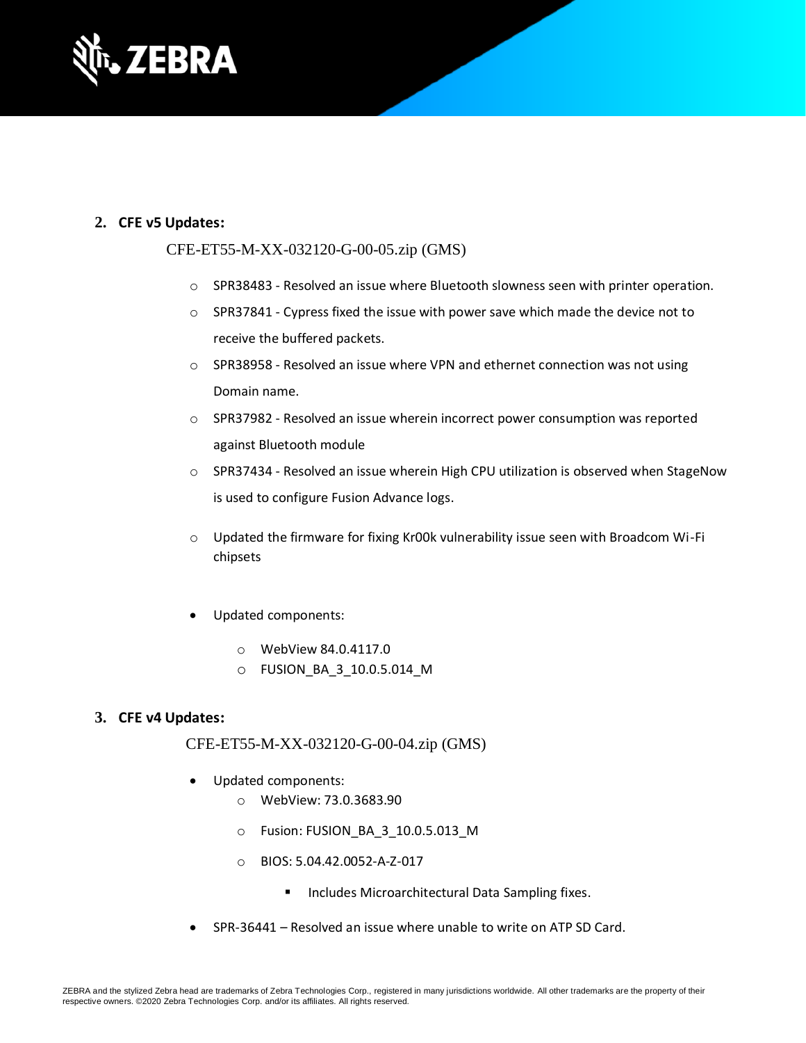2. **CFE v5 Updates:**

CFE-ET55-M-XX-032120-G-00-05.zip (GMS)

- SPR38483 - Resolved an issue where Bluetooth slowness seen with printer operation.
- SPR37841 - Cypress fixed the issue with power save which made the device not to receive the buffered packets.
- SPR38958 - Resolved an issue where VPN and ethernet connection was not using Domain name.
- SPR37982 - Resolved an issue wherein incorrect power consumption was reported against Bluetooth module
- SPR37434 - Resolved an issue wherein High CPU utilization is observed when StageNow is used to configure Fusion Advance logs.
- Updated the firmware for fixing Kr00k vulnerability issue seen with Broadcom Wi-Fi chipsets

- Updated components:
  - WebView 84.0.4117.0
  - FUSION_BA_3_10.0.5.014_M

3. **CFE v4 Updates:**

CFE-ET55-M-XX-032120-G-00-04.zip (GMS)

- Updated components:
  - WebView: 73.0.3683.90
  - Fusion: FUSION_BA_3_10.0.5.013_M
  - BIOS: 5.04.42.0052-A-Z-017
    - Includes Microarchitectural Data Sampling fixes.
- SPR-36441 – Resolved an issue where unable to write on ATP SD Card.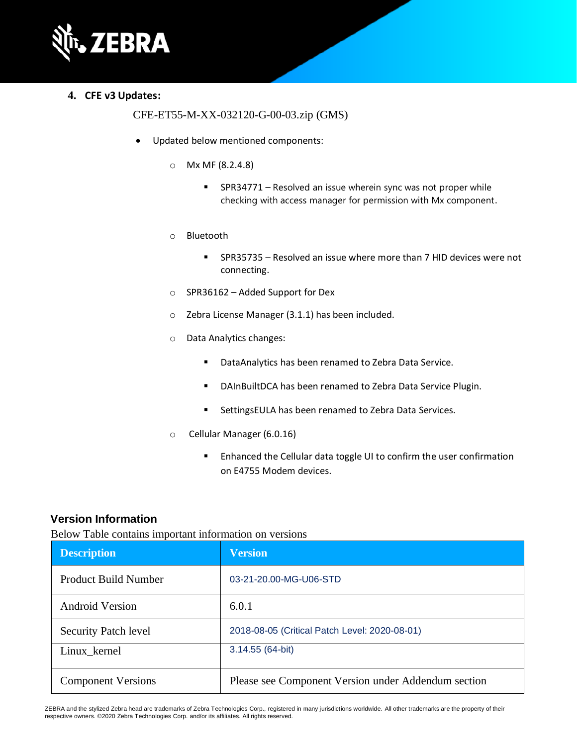4. **CFE v3 Updates:**

CFE-ET55-M-XX-032120-G-00-03.zip (GMS)

- Updated below mentioned components:
  - Mx MF (8.2.4.8)
    - SPR34771 – Resolved an issue wherein sync was not proper while checking with access manager for permission with Mx component.
  - Bluetooth
    - SPR35735 – Resolved an issue where more than 7 HID devices were not connecting.
  - SPR36162 – Added Support for Dex
  - Zebra License Manager (3.1.1) has been included.
  - Data Analytics changes:
    - DataAnalytics has been renamed to Zebra Data Service.
    - DAInBuiltDCA has been renamed to Zebra Data Service Plugin.
    - SettingsEULA has been renamed to Zebra Data Services.
  - Cellular Manager (6.0.16)
    - Enhanced the Cellular data toggle UI to confirm the user confirmation on E4755 Modem devices.

## Version Information

Below Table contains important information on versions

| Description | Version |
|---|---|
| Product Build Number | 03-21-20.00-MG-U06-STD |
| Android Version | 6.0.1 |
| Security Patch level | 2018-08-05 (Critical Patch Level: 2020-08-01) |
| Linux_kernel | 3.14.55 (64-bit) |
| Component Versions | Please see Component Version under Addendum section |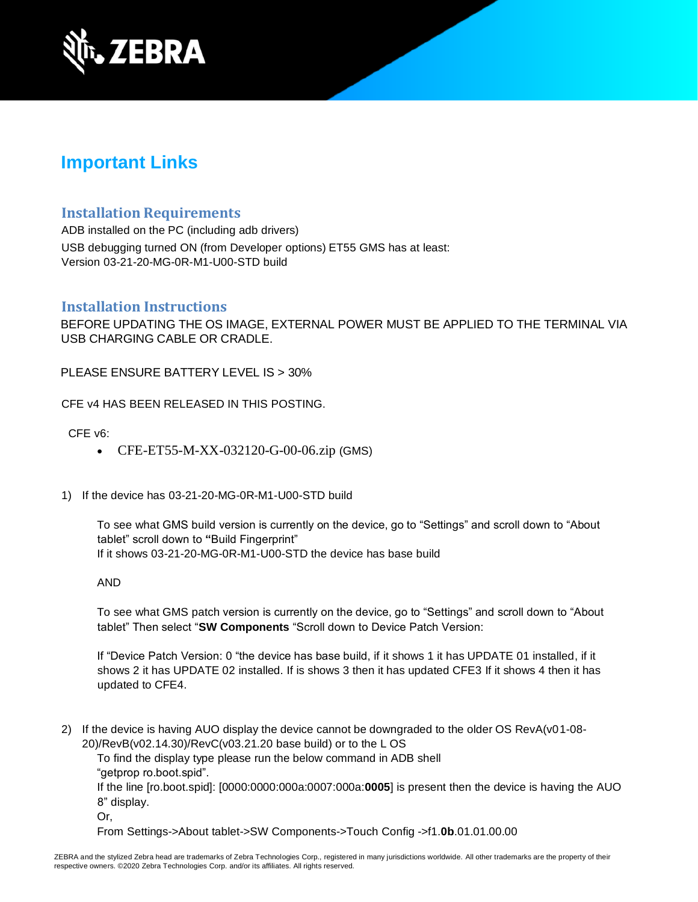## Important Links

### Installation Requirements

ADB installed on the PC (including adb drivers)

USB debugging turned ON (from Developer options) ET55 GMS has at least:
Version 03-21-20-MG-0R-M1-U00-STD build

### Installation Instructions

BEFORE UPDATING THE OS IMAGE, EXTERNAL POWER MUST BE APPLIED TO THE TERMINAL VIA USB CHARGING CABLE OR CRADLE.

PLEASE ENSURE BATTERY LEVEL IS > 30%

CFE v4 HAS BEEN RELEASED IN THIS POSTING.

CFE v6:

- CFE-ET55-M-XX-032120-G-00-06.zip (GMS)

1) If the device has 03-21-20-MG-0R-M1-U00-STD build

   To see what GMS build version is currently on the device, go to "Settings" and scroll down to "About tablet" scroll down to **"**Build Fingerprint"
   If it shows 03-21-20-MG-0R-M1-U00-STD the device has base build

   AND

   To see what GMS patch version is currently on the device, go to "Settings" and scroll down to "About tablet" Then select "**SW Components** "Scroll down to Device Patch Version:

   If "Device Patch Version: 0 "the device has base build, if it shows 1 it has UPDATE 01 installed, if it shows 2 it has UPDATE 02 installed. If is shows 3 then it has updated CFE3 If it shows 4 then it has updated to CFE4.

2) If the device is having AUO display the device cannot be downgraded to the older OS RevA(v01-08-20)/RevB(v02.14.30)/RevC(v03.21.20 base build) or to the L OS
   To find the display type please run the below command in ADB shell
   "getprop ro.boot.spid".
   If the line [ro.boot.spid]: [0000:0000:000a:0007:000a:**0005**] is present then the device is having the AUO 8" display.
   Or,
   From Settings->About tablet->SW Components->Touch Config ->f1.**0b**.01.01.00.00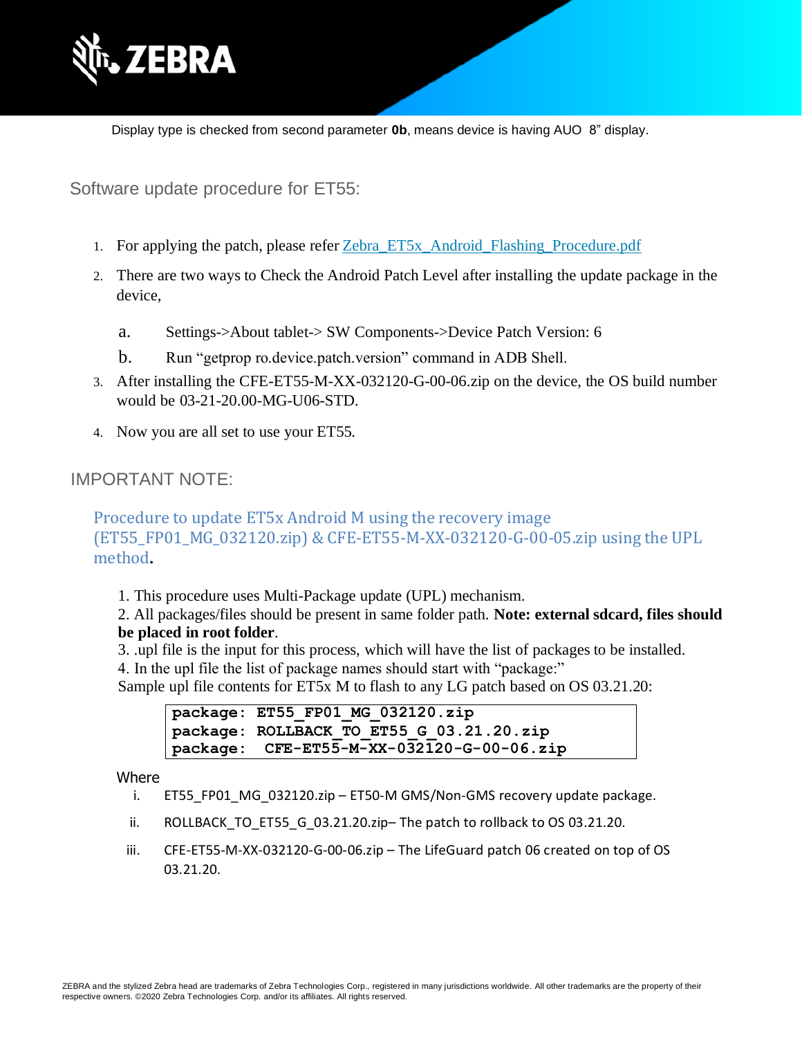Display type is checked from second parameter **0b**, means device is having AUO 8" display.

## Software update procedure for ET55:

1. For applying the patch, please refer [Zebra_ET5x_Android_Flashing_Procedure.pdf]()
2. There are two ways to Check the Android Patch Level after installing the update package in the device,
   a. Settings->About tablet-> SW Components->Device Patch Version: 6
   b. Run "getprop ro.device.patch.version" command in ADB Shell.
3. After installing the CFE-ET55-M-XX-032120-G-00-06.zip on the device, the OS build number would be 03-21-20.00-MG-U06-STD.
4. Now you are all set to use your ET55.

## IMPORTANT NOTE:

### Procedure to update ET5x Android M using the recovery image (ET55_FP01_MG_032120.zip) & CFE-ET55-M-XX-032120-G-00-05.zip using the UPL method.

1. This procedure uses Multi-Package update (UPL) mechanism.
2. All packages/files should be present in same folder path. **Note: external sdcard, files should be placed in root folder**.
3. .upl file is the input for this process, which will have the list of packages to be installed.
4. In the upl file the list of package names should start with "package:"

Sample upl file contents for ET5x M to flash to any LG patch based on OS 03.21.20:

```
package: ET55_FP01_MG_032120.zip
package: ROLLBACK_TO_ET55_G_03.21.20.zip
package:  CFE-ET55-M-XX-032120-G-00-06.zip
```

Where

i. ET55_FP01_MG_032120.zip – ET50-M GMS/Non-GMS recovery update package.

ii. ROLLBACK_TO_ET55_G_03.21.20.zip– The patch to rollback to OS 03.21.20.

iii. CFE-ET55-M-XX-032120-G-00-06.zip – The LifeGuard patch 06 created on top of OS 03.21.20.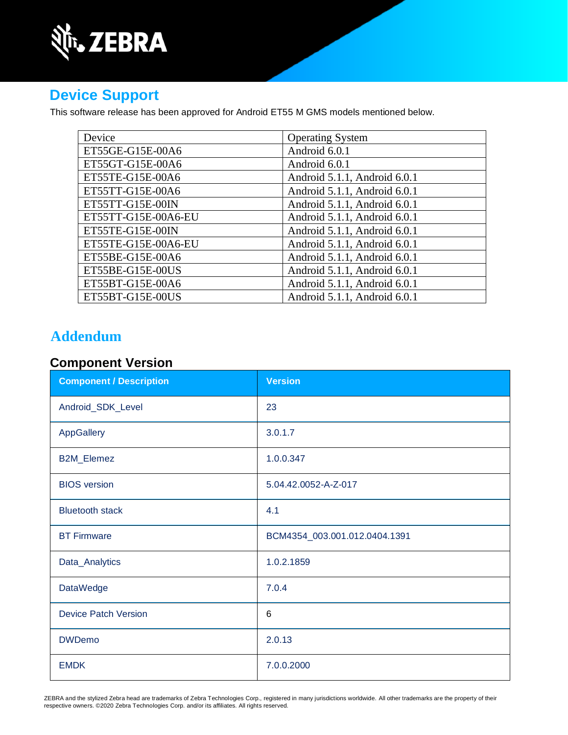## Device Support

This software release has been approved for Android ET55 M GMS models mentioned below.

| Device | Operating System |
|---|---|
| ET55GE-G15E-00A6 | Android 6.0.1 |
| ET55GT-G15E-00A6 | Android 6.0.1 |
| ET55TE-G15E-00A6 | Android 5.1.1, Android 6.0.1 |
| ET55TT-G15E-00A6 | Android 5.1.1, Android 6.0.1 |
| ET55TT-G15E-00IN | Android 5.1.1, Android 6.0.1 |
| ET55TT-G15E-00A6-EU | Android 5.1.1, Android 6.0.1 |
| ET55TE-G15E-00IN | Android 5.1.1, Android 6.0.1 |
| ET55TE-G15E-00A6-EU | Android 5.1.1, Android 6.0.1 |
| ET55BE-G15E-00A6 | Android 5.1.1, Android 6.0.1 |
| ET55BE-G15E-00US | Android 5.1.1, Android 6.0.1 |
| ET55BT-G15E-00A6 | Android 5.1.1, Android 6.0.1 |
| ET55BT-G15E-00US | Android 5.1.1, Android 6.0.1 |

## Addendum

### Component Version

| Component / Description | Version |
|---|---|
| Android_SDK_Level | 23 |
| AppGallery | 3.0.1.7 |
| B2M_Elemez | 1.0.0.347 |
| BIOS version | 5.04.42.0052-A-Z-017 |
| Bluetooth stack | 4.1 |
| BT Firmware | BCM4354_003.001.012.0404.1391 |
| Data_Analytics | 1.0.2.1859 |
| DataWedge | 7.0.4 |
| Device Patch Version | 6 |
| DWDemo | 2.0.13 |
| EMDK | 7.0.0.2000 |

ZEBRA and the stylized Zebra head are trademarks of Zebra Technologies Corp., registered in many jurisdictions worldwide. All other trademarks are the property of their respective owners. ©2020 Zebra Technologies Corp. and/or its affiliates. All rights reserved.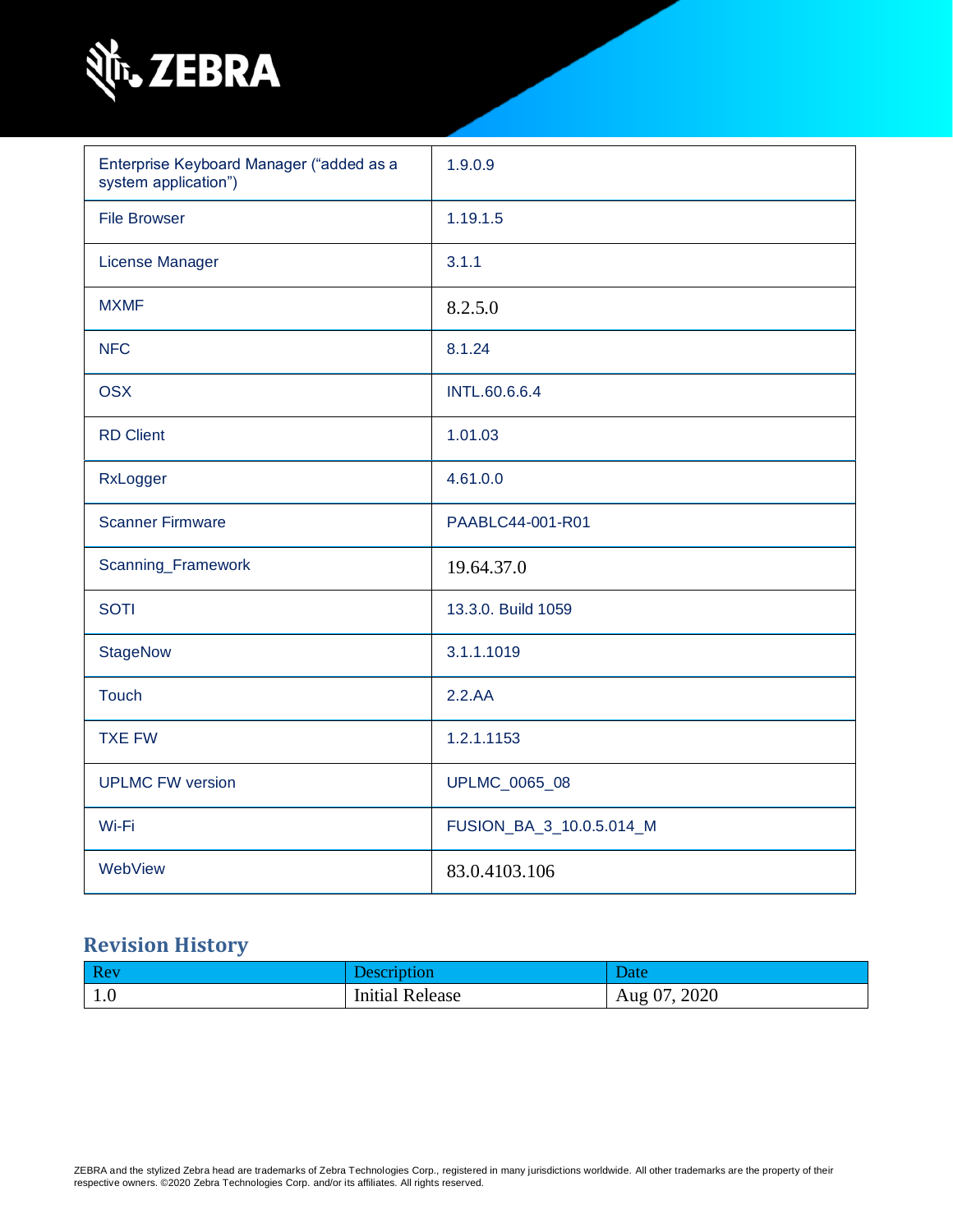| | |
|---|---|
| Enterprise Keyboard Manager ("added as a system application") | 1.9.0.9 |
| File Browser | 1.19.1.5 |
| License Manager | 3.1.1 |
| MXMF | 8.2.5.0 |
| NFC | 8.1.24 |
| OSX | INTL.60.6.6.4 |
| RD Client | 1.01.03 |
| RxLogger | 4.61.0.0 |
| Scanner Firmware | PAABLC44-001-R01 |
| Scanning_Framework | 19.64.37.0 |
| SOTI | 13.3.0. Build 1059 |
| StageNow | 3.1.1.1019 |
| Touch | 2.2.AA |
| TXE FW | 1.2.1.1153 |
| UPLMC FW version | UPLMC_0065_08 |
| Wi-Fi | FUSION_BA_3_10.0.5.014_M |
| WebView | 83.0.4103.106 |

## Revision History

| Rev | Description | Date |
|---|---|---|
| 1.0 | Initial Release | Aug 07, 2020 |

ZEBRA and the stylized Zebra head are trademarks of Zebra Technologies Corp., registered in many jurisdictions worldwide. All other trademarks are the property of their respective owners. ©2020 Zebra Technologies Corp. and/or its affiliates. All rights reserved.